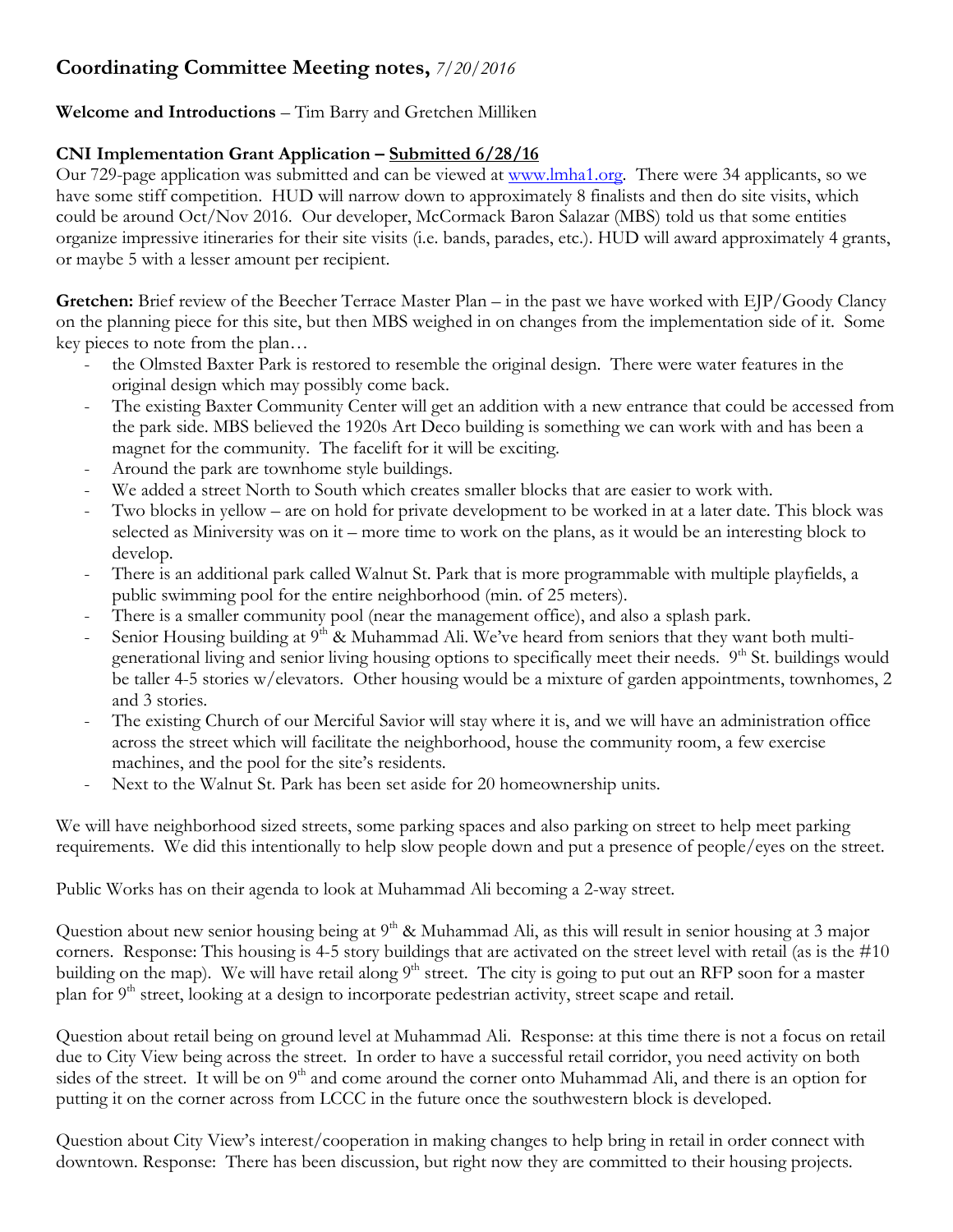# Coordinating Committee Meeting notes, *7/20/2016*

**Welcome and Introductions** – Tim Barry and Gretchen Milliken

**CNI Implementation Grant Application – Submitted 6/28/16**

Our 729-page application was submitted and can be viewed at www.lmha1.org. There were 34 applicants, so we have some stiff competition. HUD will narrow down to approximately 8 finalists and then do site visits, which could be around Oct/Nov 2016. Our developer, McCormack Baron Salazar (MBS) told us that some entities organize impressive itineraries for their site visits (i.e. bands, parades, etc.). HUD will award approximately 4 grants, or maybe 5 with a lesser amount per recipient.

**Gretchen:** Brief review of the Beecher Terrace Master Plan – in the past we have worked with EJP/Goody Clancy on the planning piece for this site, but then MBS weighed in on changes from the implementation side of it. Some key pieces to note from the plan…

- the Olmsted Baxter Park is restored to resemble the original design. There were water features in the original design which may possibly come back.
- The existing Baxter Community Center will get an addition with a new entrance that could be accessed from the park side. MBS believed the 1920s Art Deco building is something we can work with and has been a magnet for the community. The facelift for it will be exciting.
- Around the park are townhome style buildings.
- We added a street North to South which creates smaller blocks that are easier to work with.
- Two blocks in yellow – are on hold for private development to be worked in at a later date. This block was selected as Miniversity was on it – more time to work on the plans, as it would be an interesting block to develop.
- There is an additional park called Walnut St. Park that is more programmable with multiple playfields, a public swimming pool for the entire neighborhood (min. of 25 meters).
- There is a smaller community pool (near the management office), and also a splash park.
- Senior Housing building at 9th & Muhammad Ali. We've heard from seniors that they want both multi-generational living and senior living housing options to specifically meet their needs. 9th St. buildings would be taller 4-5 stories w/elevators. Other housing would be a mixture of garden appointments, townhomes, 2 and 3 stories.
- The existing Church of our Merciful Savior will stay where it is, and we will have an administration office across the street which will facilitate the neighborhood, house the community room, a few exercise machines, and the pool for the site's residents.
- Next to the Walnut St. Park has been set aside for 20 homeownership units.

We will have neighborhood sized streets, some parking spaces and also parking on street to help meet parking requirements. We did this intentionally to help slow people down and put a presence of people/eyes on the street.

Public Works has on their agenda to look at Muhammad Ali becoming a 2-way street.

Question about new senior housing being at 9th & Muhammad Ali, as this will result in senior housing at 3 major corners. Response: This housing is 4-5 story buildings that are activated on the street level with retail (as is the #10 building on the map). We will have retail along 9th street. The city is going to put out an RFP soon for a master plan for 9th street, looking at a design to incorporate pedestrian activity, street scape and retail.

Question about retail being on ground level at Muhammad Ali. Response: at this time there is not a focus on retail due to City View being across the street. In order to have a successful retail corridor, you need activity on both sides of the street. It will be on 9th and come around the corner onto Muhammad Ali, and there is an option for putting it on the corner across from LCCC in the future once the southwestern block is developed.

Question about City View's interest/cooperation in making changes to help bring in retail in order connect with downtown. Response: There has been discussion, but right now they are committed to their housing projects.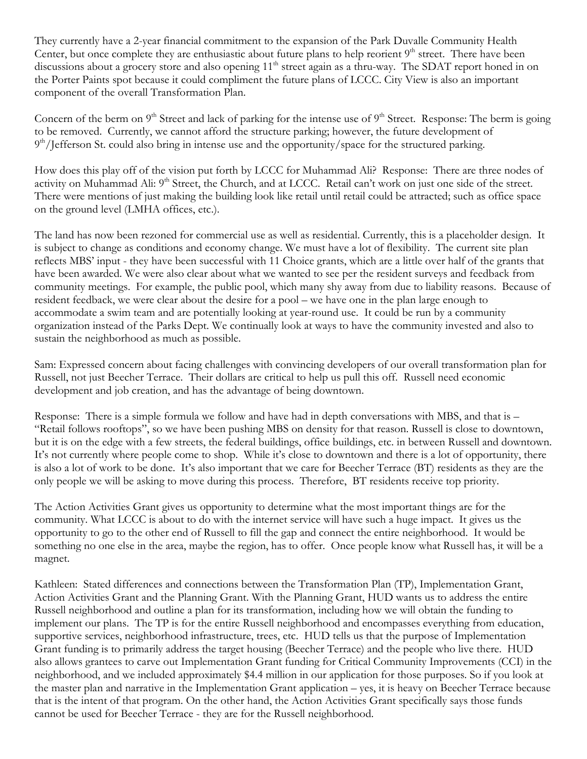They currently have a 2-year financial commitment to the expansion of the Park Duvalle Community Health Center, but once complete they are enthusiastic about future plans to help reorient 9th street. There have been discussions about a grocery store and also opening 11th street again as a thru-way. The SDAT report honed in on the Porter Paints spot because it could compliment the future plans of LCCC. City View is also an important component of the overall Transformation Plan.

Concern of the berm on 9th Street and lack of parking for the intense use of 9th Street. Response: The berm is going to be removed. Currently, we cannot afford the structure parking; however, the future development of 9th/Jefferson St. could also bring in intense use and the opportunity/space for the structured parking.

How does this play off of the vision put forth by LCCC for Muhammad Ali? Response: There are three nodes of activity on Muhammad Ali: 9th Street, the Church, and at LCCC. Retail can't work on just one side of the street. There were mentions of just making the building look like retail until retail could be attracted; such as office space on the ground level (LMHA offices, etc.).

The land has now been rezoned for commercial use as well as residential. Currently, this is a placeholder design. It is subject to change as conditions and economy change. We must have a lot of flexibility. The current site plan reflects MBS' input - they have been successful with 11 Choice grants, which are a little over half of the grants that have been awarded. We were also clear about what we wanted to see per the resident surveys and feedback from community meetings. For example, the public pool, which many shy away from due to liability reasons. Because of resident feedback, we were clear about the desire for a pool – we have one in the plan large enough to accommodate a swim team and are potentially looking at year-round use. It could be run by a community organization instead of the Parks Dept. We continually look at ways to have the community invested and also to sustain the neighborhood as much as possible.

Sam: Expressed concern about facing challenges with convincing developers of our overall transformation plan for Russell, not just Beecher Terrace. Their dollars are critical to help us pull this off. Russell need economic development and job creation, and has the advantage of being downtown.

Response: There is a simple formula we follow and have had in depth conversations with MBS, and that is – "Retail follows rooftops", so we have been pushing MBS on density for that reason. Russell is close to downtown, but it is on the edge with a few streets, the federal buildings, office buildings, etc. in between Russell and downtown. It's not currently where people come to shop. While it's close to downtown and there is a lot of opportunity, there is also a lot of work to be done. It's also important that we care for Beecher Terrace (BT) residents as they are the only people we will be asking to move during this process. Therefore, BT residents receive top priority.

The Action Activities Grant gives us opportunity to determine what the most important things are for the community. What LCCC is about to do with the internet service will have such a huge impact. It gives us the opportunity to go to the other end of Russell to fill the gap and connect the entire neighborhood. It would be something no one else in the area, maybe the region, has to offer. Once people know what Russell has, it will be a magnet.

Kathleen: Stated differences and connections between the Transformation Plan (TP), Implementation Grant, Action Activities Grant and the Planning Grant. With the Planning Grant, HUD wants us to address the entire Russell neighborhood and outline a plan for its transformation, including how we will obtain the funding to implement our plans. The TP is for the entire Russell neighborhood and encompasses everything from education, supportive services, neighborhood infrastructure, trees, etc. HUD tells us that the purpose of Implementation Grant funding is to primarily address the target housing (Beecher Terrace) and the people who live there. HUD also allows grantees to carve out Implementation Grant funding for Critical Community Improvements (CCI) in the neighborhood, and we included approximately $4.4 million in our application for those purposes. So if you look at the master plan and narrative in the Implementation Grant application – yes, it is heavy on Beecher Terrace because that is the intent of that program. On the other hand, the Action Activities Grant specifically says those funds cannot be used for Beecher Terrace - they are for the Russell neighborhood.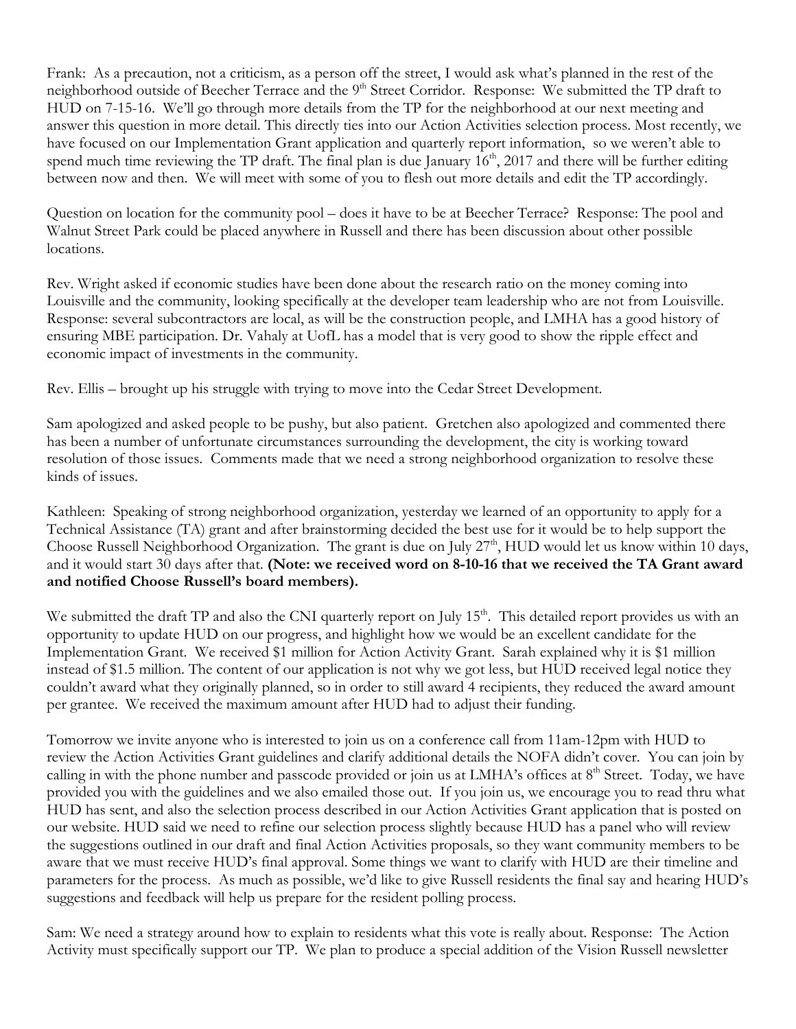Frank: As a precaution, not a criticism, as a person off the street, I would ask what's planned in the rest of the neighborhood outside of Beecher Terrace and the 9th Street Corridor. Response: We submitted the TP draft to HUD on 7-15-16. We'll go through more details from the TP for the neighborhood at our next meeting and answer this question in more detail. This directly ties into our Action Activities selection process. Most recently, we have focused on our Implementation Grant application and quarterly report information, so we weren't able to spend much time reviewing the TP draft. The final plan is due January 16th, 2017 and there will be further editing between now and then. We will meet with some of you to flesh out more details and edit the TP accordingly.

Question on location for the community pool – does it have to be at Beecher Terrace? Response: The pool and Walnut Street Park could be placed anywhere in Russell and there has been discussion about other possible locations.

Rev. Wright asked if economic studies have been done about the research ratio on the money coming into Louisville and the community, looking specifically at the developer team leadership who are not from Louisville. Response: several subcontractors are local, as will be the construction people, and LMHA has a good history of ensuring MBE participation. Dr. Vahaly at UofL has a model that is very good to show the ripple effect and economic impact of investments in the community.

Rev. Ellis – brought up his struggle with trying to move into the Cedar Street Development.

Sam apologized and asked people to be pushy, but also patient. Gretchen also apologized and commented there has been a number of unfortunate circumstances surrounding the development, the city is working toward resolution of those issues. Comments made that we need a strong neighborhood organization to resolve these kinds of issues.

Kathleen: Speaking of strong neighborhood organization, yesterday we learned of an opportunity to apply for a Technical Assistance (TA) grant and after brainstorming decided the best use for it would be to help support the Choose Russell Neighborhood Organization. The grant is due on July 27th, HUD would let us know within 10 days, and it would start 30 days after that. **(Note: we received word on 8-10-16 that we received the TA Grant award and notified Choose Russell's board members).**

We submitted the draft TP and also the CNI quarterly report on July 15th. This detailed report provides us with an opportunity to update HUD on our progress, and highlight how we would be an excellent candidate for the Implementation Grant. We received $1 million for Action Activity Grant. Sarah explained why it is $1 million instead of $1.5 million. The content of our application is not why we got less, but HUD received legal notice they couldn't award what they originally planned, so in order to still award 4 recipients, they reduced the award amount per grantee. We received the maximum amount after HUD had to adjust their funding.

Tomorrow we invite anyone who is interested to join us on a conference call from 11am-12pm with HUD to review the Action Activities Grant guidelines and clarify additional details the NOFA didn't cover. You can join by calling in with the phone number and passcode provided or join us at LMHA's offices at 8th Street. Today, we have provided you with the guidelines and we also emailed those out. If you join us, we encourage you to read thru what HUD has sent, and also the selection process described in our Action Activities Grant application that is posted on our website. HUD said we need to refine our selection process slightly because HUD has a panel who will review the suggestions outlined in our draft and final Action Activities proposals, so they want community members to be aware that we must receive HUD's final approval. Some things we want to clarify with HUD are their timeline and parameters for the process. As much as possible, we'd like to give Russell residents the final say and hearing HUD's suggestions and feedback will help us prepare for the resident polling process.

Sam: We need a strategy around how to explain to residents what this vote is really about. Response: The Action Activity must specifically support our TP. We plan to produce a special addition of the Vision Russell newsletter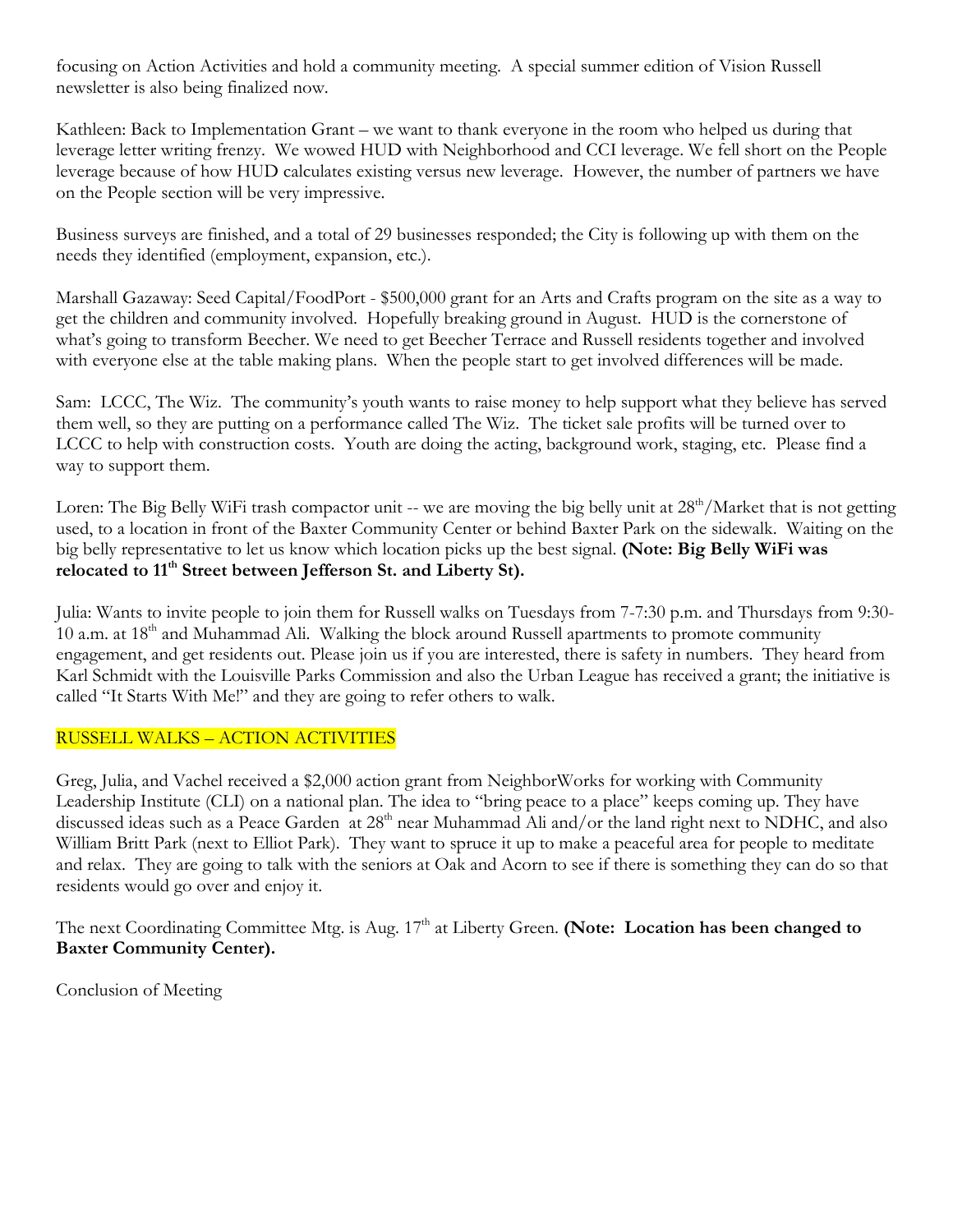focusing on Action Activities and hold a community meeting. A special summer edition of Vision Russell newsletter is also being finalized now.

Kathleen: Back to Implementation Grant – we want to thank everyone in the room who helped us during that leverage letter writing frenzy. We wowed HUD with Neighborhood and CCI leverage. We fell short on the People leverage because of how HUD calculates existing versus new leverage. However, the number of partners we have on the People section will be very impressive.

Business surveys are finished, and a total of 29 businesses responded; the City is following up with them on the needs they identified (employment, expansion, etc.).

Marshall Gazaway: Seed Capital/FoodPort - $500,000 grant for an Arts and Crafts program on the site as a way to get the children and community involved. Hopefully breaking ground in August. HUD is the cornerstone of what's going to transform Beecher. We need to get Beecher Terrace and Russell residents together and involved with everyone else at the table making plans. When the people start to get involved differences will be made.

Sam: LCCC, The Wiz. The community's youth wants to raise money to help support what they believe has served them well, so they are putting on a performance called The Wiz. The ticket sale profits will be turned over to LCCC to help with construction costs. Youth are doing the acting, background work, staging, etc. Please find a way to support them.

Loren: The Big Belly WiFi trash compactor unit -- we are moving the big belly unit at 28th/Market that is not getting used, to a location in front of the Baxter Community Center or behind Baxter Park on the sidewalk. Waiting on the big belly representative to let us know which location picks up the best signal. **(Note: Big Belly WiFi was relocated to 11th Street between Jefferson St. and Liberty St).**

Julia: Wants to invite people to join them for Russell walks on Tuesdays from 7-7:30 p.m. and Thursdays from 9:30-10 a.m. at 18th and Muhammad Ali. Walking the block around Russell apartments to promote community engagement, and get residents out. Please join us if you are interested, there is safety in numbers. They heard from Karl Schmidt with the Louisville Parks Commission and also the Urban League has received a grant; the initiative is called "It Starts With Me!" and they are going to refer others to walk.

RUSSELL WALKS – ACTION ACTIVITIES

Greg, Julia, and Vachel received a $2,000 action grant from NeighborWorks for working with Community Leadership Institute (CLI) on a national plan. The idea to "bring peace to a place" keeps coming up. They have discussed ideas such as a Peace Garden at 28th near Muhammad Ali and/or the land right next to NDHC, and also William Britt Park (next to Elliot Park). They want to spruce it up to make a peaceful area for people to meditate and relax. They are going to talk with the seniors at Oak and Acorn to see if there is something they can do so that residents would go over and enjoy it.

The next Coordinating Committee Mtg. is Aug. 17th at Liberty Green. **(Note: Location has been changed to Baxter Community Center).**

Conclusion of Meeting